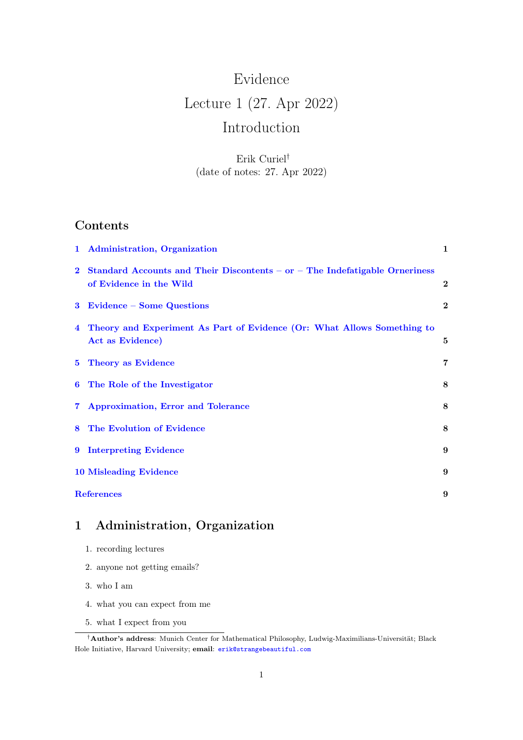# Evidence
# Lecture 1 (27. Apr 2022)
# Introduction

Erik Curiel[†]
(date of notes: 27. Apr 2022)

## Contents

1 Administration, Organization — 1

2 Standard Accounts and Their Discontents – or – The Indefatigable Orneriness of Evidence in the Wild — 2

3 Evidence – Some Questions — 2

4 Theory and Experiment As Part of Evidence (Or: What Allows Something to Act as Evidence) — 5

5 Theory as Evidence — 7

6 The Role of the Investigator — 8

7 Approximation, Error and Tolerance — 8

8 The Evolution of Evidence — 8

9 Interpreting Evidence — 9

10 Misleading Evidence — 9

References — 9

## 1 Administration, Organization

1. recording lectures
2. anyone not getting emails?
3. who I am
4. what you can expect from me
5. what I expect from you

---

[†] **Author's address**: Munich Center for Mathematical Philosophy, Ludwig-Maximilians-Universität; Black Hole Initiative, Harvard University; **email**: erik@strangebeautiful.com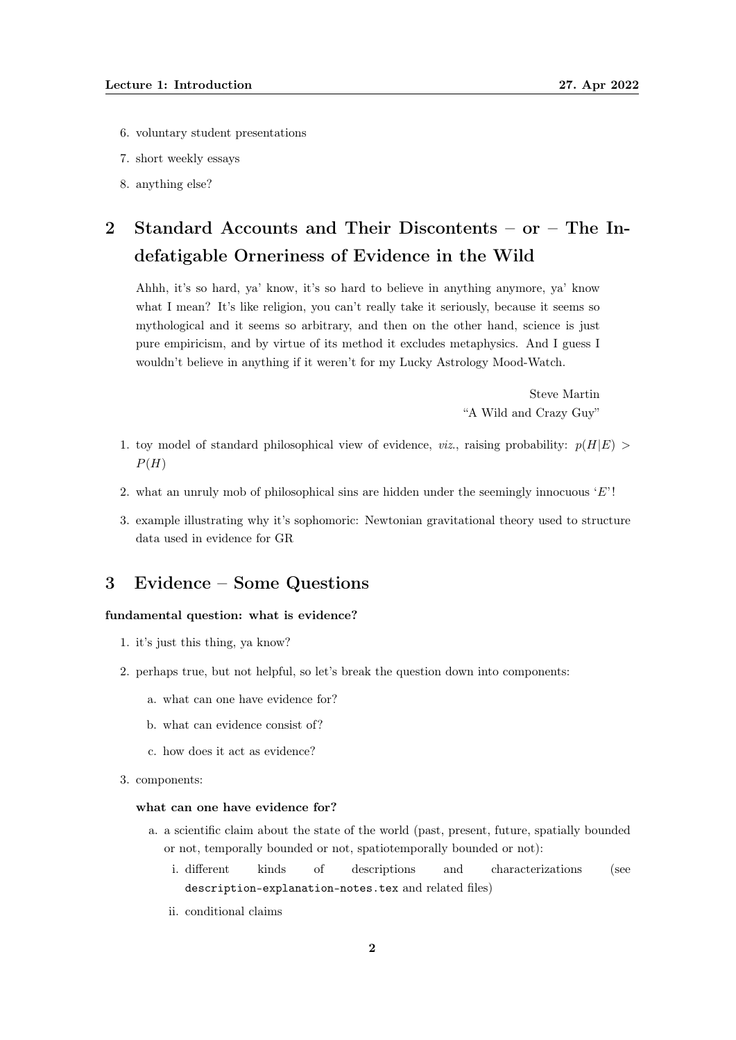6. voluntary student presentations
7. short weekly essays
8. anything else?

## 2 Standard Accounts and Their Discontents – or – The Indefatigable Orneriness of Evidence in the Wild

> Ahhh, it's so hard, ya' know, it's so hard to believe in anything anymore, ya' know what I mean? It's like religion, you can't really take it seriously, because it seems so mythological and it seems so arbitrary, and then on the other hand, science is just pure empiricism, and by virtue of its method it excludes metaphysics. And I guess I wouldn't believe in anything if it weren't for my Lucky Astrology Mood-Watch.
>
> Steve Martin
> "A Wild and Crazy Guy"

1. toy model of standard philosophical view of evidence, *viz.*, raising probability: $p(H|E) > P(H)$
2. what an unruly mob of philosophical sins are hidden under the seemingly innocuous '$E$'!
3. example illustrating why it's sophomoric: Newtonian gravitational theory used to structure data used in evidence for GR

## 3 Evidence – Some Questions

**fundamental question: what is evidence?**

1. it's just this thing, ya know?
2. perhaps true, but not helpful, so let's break the question down into components:
   a. what can one have evidence for?
   b. what can evidence consist of?
   c. how does it act as evidence?
3. components:

   **what can one have evidence for?**

   a. a scientific claim about the state of the world (past, present, future, spatially bounded or not, temporally bounded or not, spatiotemporally bounded or not):
      i. different kinds of descriptions and characterizations (see `description-explanation-notes.tex` and related files)
      ii. conditional claims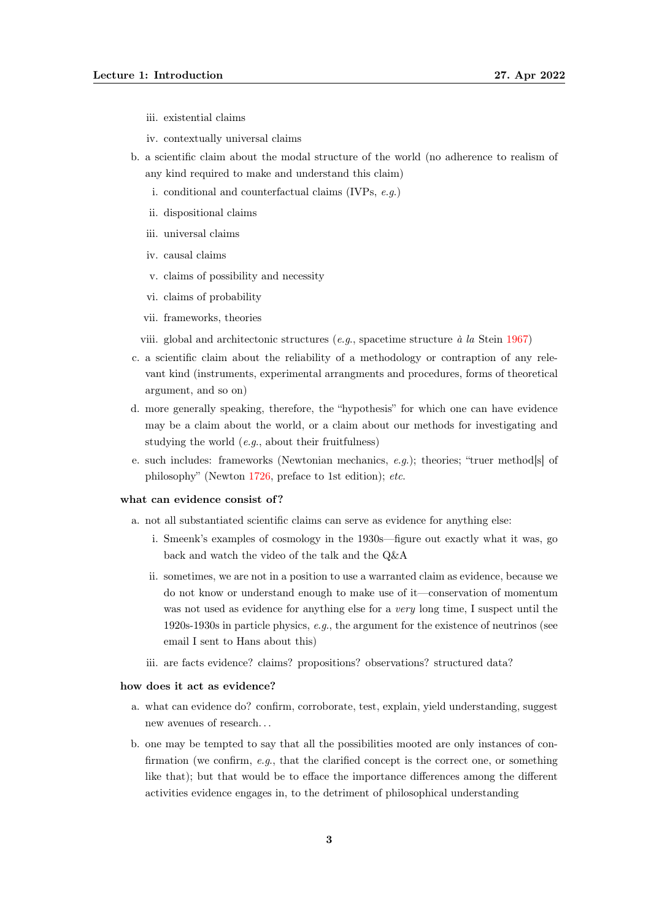iii. existential claims

   iv. contextually universal claims

b. a scientific claim about the modal structure of the world (no adherence to realism of any kind required to make and understand this claim)

   i. conditional and counterfactual claims (IVPs, *e.g.*)

   ii. dispositional claims

   iii. universal claims

   iv. causal claims

   v. claims of possibility and necessity

   vi. claims of probability

   vii. frameworks, theories

   viii. global and architectonic structures (*e.g.*, spacetime structure *à la* Stein 1967)

c. a scientific claim about the reliability of a methodology or contraption of any relevant kind (instruments, experimental arrangments and procedures, forms of theoretical argument, and so on)

d. more generally speaking, therefore, the "hypothesis" for which one can have evidence may be a claim about the world, or a claim about our methods for investigating and studying the world (*e.g.*, about their fruitfulness)

e. such includes: frameworks (Newtonian mechanics, *e.g.*); theories; "truer method[s] of philosophy" (Newton 1726, preface to 1st edition); *etc.*

**what can evidence consist of?**

a. not all substantiated scientific claims can serve as evidence for anything else:

   i. Smeenk's examples of cosmology in the 1930s—figure out exactly what it was, go back and watch the video of the talk and the Q&A

   ii. sometimes, we are not in a position to use a warranted claim as evidence, because we do not know or understand enough to make use of it—conservation of momentum was not used as evidence for anything else for a *very* long time, I suspect until the 1920s-1930s in particle physics, *e.g.*, the argument for the existence of neutrinos (see email I sent to Hans about this)

   iii. are facts evidence? claims? propositions? observations? structured data?

**how does it act as evidence?**

a. what can evidence do? confirm, corroborate, test, explain, yield understanding, suggest new avenues of research. . .

b. one may be tempted to say that all the possibilities mooted are only instances of confirmation (we confirm, *e.g.*, that the clarified concept is the correct one, or something like that); but that would be to efface the importance differences among the different activities evidence engages in, to the detriment of philosophical understanding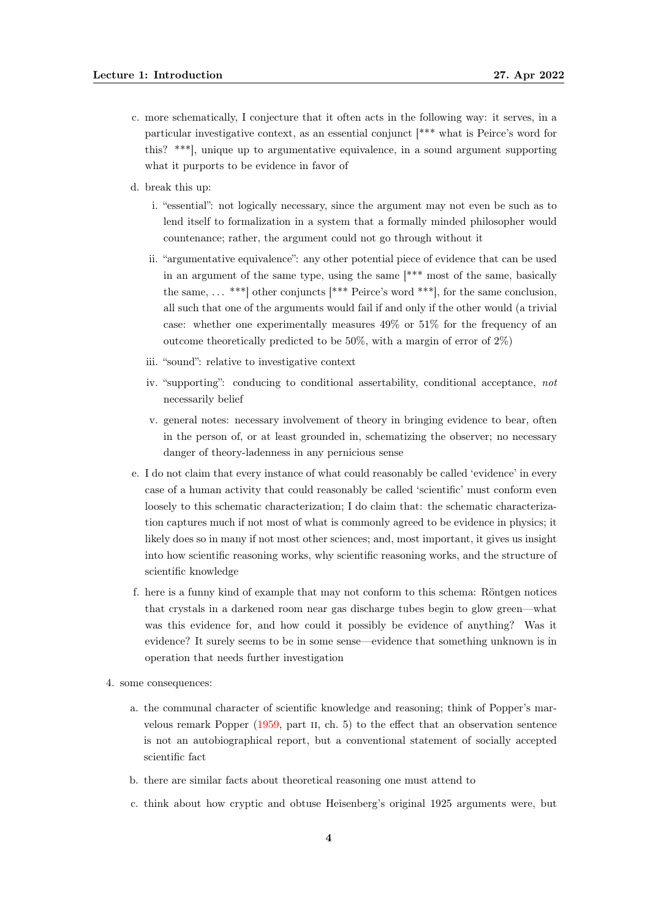c. more schematically, I conjecture that it often acts in the following way: it serves, in a particular investigative context, as an essential conjunct [*** what is Peirce's word for this? ***], unique up to argumentative equivalence, in a sound argument supporting what it purports to be evidence in favor of

d. break this up:

   i. "essential": not logically necessary, since the argument may not even be such as to lend itself to formalization in a system that a formally minded philosopher would countenance; rather, the argument could not go through without it

   ii. "argumentative equivalence": any other potential piece of evidence that can be used in an argument of the same type, using the same [*** most of the same, basically the same, ... ***] other conjuncts [*** Peirce's word ***], for the same conclusion, all such that one of the arguments would fail if and only if the other would (a trivial case: whether one experimentally measures 49% or 51% for the frequency of an outcome theoretically predicted to be 50%, with a margin of error of 2%)

   iii. "sound": relative to investigative context

   iv. "supporting": conducing to conditional assertability, conditional acceptance, *not* necessarily belief

   v. general notes: necessary involvement of theory in bringing evidence to bear, often in the person of, or at least grounded in, schematizing the observer; no necessary danger of theory-ladenness in any pernicious sense

e. I do not claim that every instance of what could reasonably be called 'evidence' in every case of a human activity that could reasonably be called 'scientific' must conform even loosely to this schematic characterization; I do claim that: the schematic characterization captures much if not most of what is commonly agreed to be evidence in physics; it likely does so in many if not most other sciences; and, most important, it gives us insight into how scientific reasoning works, why scientific reasoning works, and the structure of scientific knowledge

f. here is a funny kind of example that may not conform to this schema: Röntgen notices that crystals in a darkened room near gas discharge tubes begin to glow green—what was this evidence for, and how could it possibly be evidence of anything? Was it evidence? It surely seems to be in some sense—evidence that something unknown is in operation that needs further investigation

4. some consequences:

   a. the communal character of scientific knowledge and reasoning; think of Popper's marvelous remark Popper (1959, part II, ch. 5) to the effect that an observation sentence is not an autobiographical report, but a conventional statement of socially accepted scientific fact

   b. there are similar facts about theoretical reasoning one must attend to

   c. think about how cryptic and obtuse Heisenberg's original 1925 arguments were, but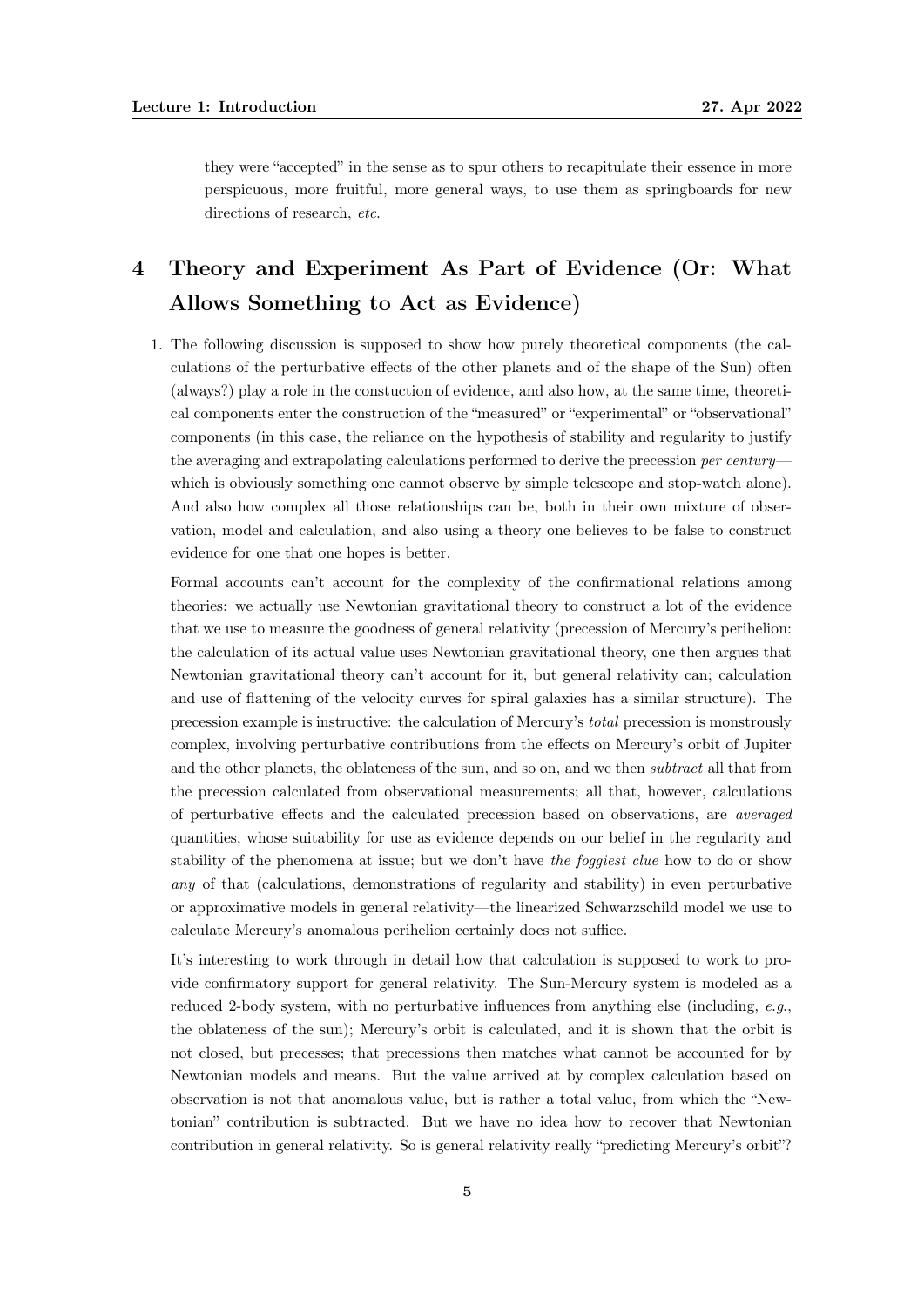they were "accepted" in the sense as to spur others to recapitulate their essence in more perspicuous, more fruitful, more general ways, to use them as springboards for new directions of research, *etc.*

# 4 Theory and Experiment As Part of Evidence (Or: What Allows Something to Act as Evidence)

1. The following discussion is supposed to show how purely theoretical components (the calculations of the perturbative effects of the other planets and of the shape of the Sun) often (always?) play a role in the constuction of evidence, and also how, at the same time, theoretical components enter the construction of the "measured" or "experimental" or "observational" components (in this case, the reliance on the hypothesis of stability and regularity to justify the averaging and extrapolating calculations performed to derive the precession *per century*—which is obviously something one cannot observe by simple telescope and stop-watch alone). And also how complex all those relationships can be, both in their own mixture of observation, model and calculation, and also using a theory one believes to be false to construct evidence for one that one hopes is better.

   Formal accounts can't account for the complexity of the confirmational relations among theories: we actually use Newtonian gravitational theory to construct a lot of the evidence that we use to measure the goodness of general relativity (precession of Mercury's perihelion: the calculation of its actual value uses Newtonian gravitational theory, one then argues that Newtonian gravitational theory can't account for it, but general relativity can; calculation and use of flattening of the velocity curves for spiral galaxies has a similar structure). The precession example is instructive: the calculation of Mercury's *total* precession is monstrously complex, involving perturbative contributions from the effects on Mercury's orbit of Jupiter and the other planets, the oblateness of the sun, and so on, and we then *subtract* all that from the precession calculated from observational measurements; all that, however, calculations of perturbative effects and the calculated precession based on observations, are *averaged* quantities, whose suitability for use as evidence depends on our belief in the regularity and stability of the phenomena at issue; but we don't have *the foggiest clue* how to do or show *any* of that (calculations, demonstrations of regularity and stability) in even perturbative or approximative models in general relativity—the linearized Schwarzschild model we use to calculate Mercury's anomalous perihelion certainly does not suffice.

   It's interesting to work through in detail how that calculation is supposed to work to provide confirmatory support for general relativity. The Sun-Mercury system is modeled as a reduced 2-body system, with no perturbative influences from anything else (including, *e.g.*, the oblateness of the sun); Mercury's orbit is calculated, and it is shown that the orbit is not closed, but precesses; that precessions then matches what cannot be accounted for by Newtonian models and means. But the value arrived at by complex calculation based on observation is not that anomalous value, but is rather a total value, from which the "Newtonian" contribution is subtracted. But we have no idea how to recover that Newtonian contribution in general relativity. So is general relativity really "predicting Mercury's orbit"?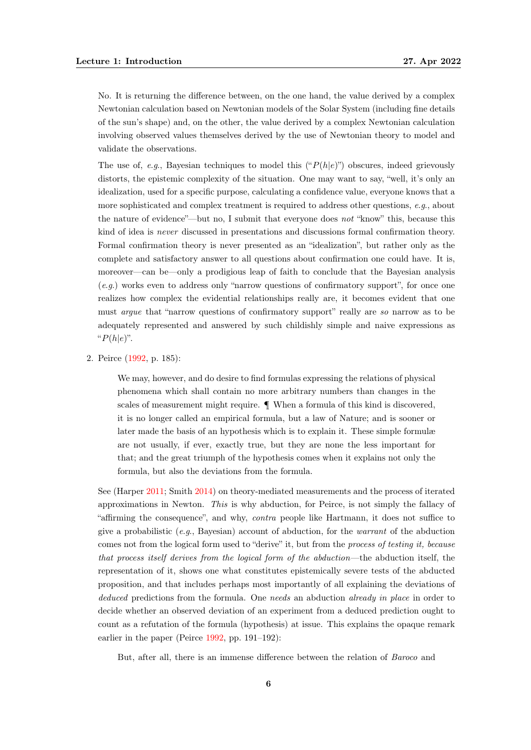No. It is returning the difference between, on the one hand, the value derived by a complex Newtonian calculation based on Newtonian models of the Solar System (including fine details of the sun's shape) and, on the other, the value derived by a complex Newtonian calculation involving observed values themselves derived by the use of Newtonian theory to model and validate the observations.

The use of, *e.g.*, Bayesian techniques to model this ("$P(h|e)$") obscures, indeed grievously distorts, the epistemic complexity of the situation. One may want to say, "well, it's only an idealization, used for a specific purpose, calculating a confidence value, everyone knows that a more sophisticated and complex treatment is required to address other questions, *e.g.*, about the nature of evidence"—but no, I submit that everyone does *not* "know" this, because this kind of idea is *never* discussed in presentations and discussions formal confirmation theory. Formal confirmation theory is never presented as an "idealization", but rather only as the complete and satisfactory answer to all questions about confirmation one could have. It is, moreover—can be—only a prodigious leap of faith to conclude that the Bayesian analysis (*e.g.*) works even to address only "narrow questions of confirmatory support", for once one realizes how complex the evidential relationships really are, it becomes evident that one must *argue* that "narrow questions of confirmatory support" really are *so* narrow as to be adequately represented and answered by such childishly simple and naive expressions as "$P(h|e)$".

2. Peirce (1992, p. 185):

> We may, however, and do desire to find formulas expressing the relations of physical phenomena which shall contain no more arbitrary numbers than changes in the scales of measurement might require. ¶ When a formula of this kind is discovered, it is no longer called an empirical formula, but a law of Nature; and is sooner or later made the basis of an hypothesis which is to explain it. These simple formulæ are not usually, if ever, exactly true, but they are none the less important for that; and the great triumph of the hypothesis comes when it explains not only the formula, but also the deviations from the formula.

See (Harper 2011; Smith 2014) on theory-mediated measurements and the process of iterated approximations in Newton. *This* is why abduction, for Peirce, is not simply the fallacy of "affirming the consequence", and why, *contra* people like Hartmann, it does not suffice to give a probabilistic (*e.g.*, Bayesian) account of abduction, for the *warrant* of the abduction comes not from the logical form used to "derive" it, but from the *process of testing it, because that process itself derives from the logical form of the abduction*—the abduction itself, the representation of it, shows one what constitutes epistemically severe tests of the abducted proposition, and that includes perhaps most importantly of all explaining the deviations of *deduced* predictions from the formula. One *needs* an abduction *already in place* in order to decide whether an observed deviation of an experiment from a deduced prediction ought to count as a refutation of the formula (hypothesis) at issue. This explains the opaque remark earlier in the paper (Peirce 1992, pp. 191–192):

> But, after all, there is an immense difference between the relation of *Baroco* and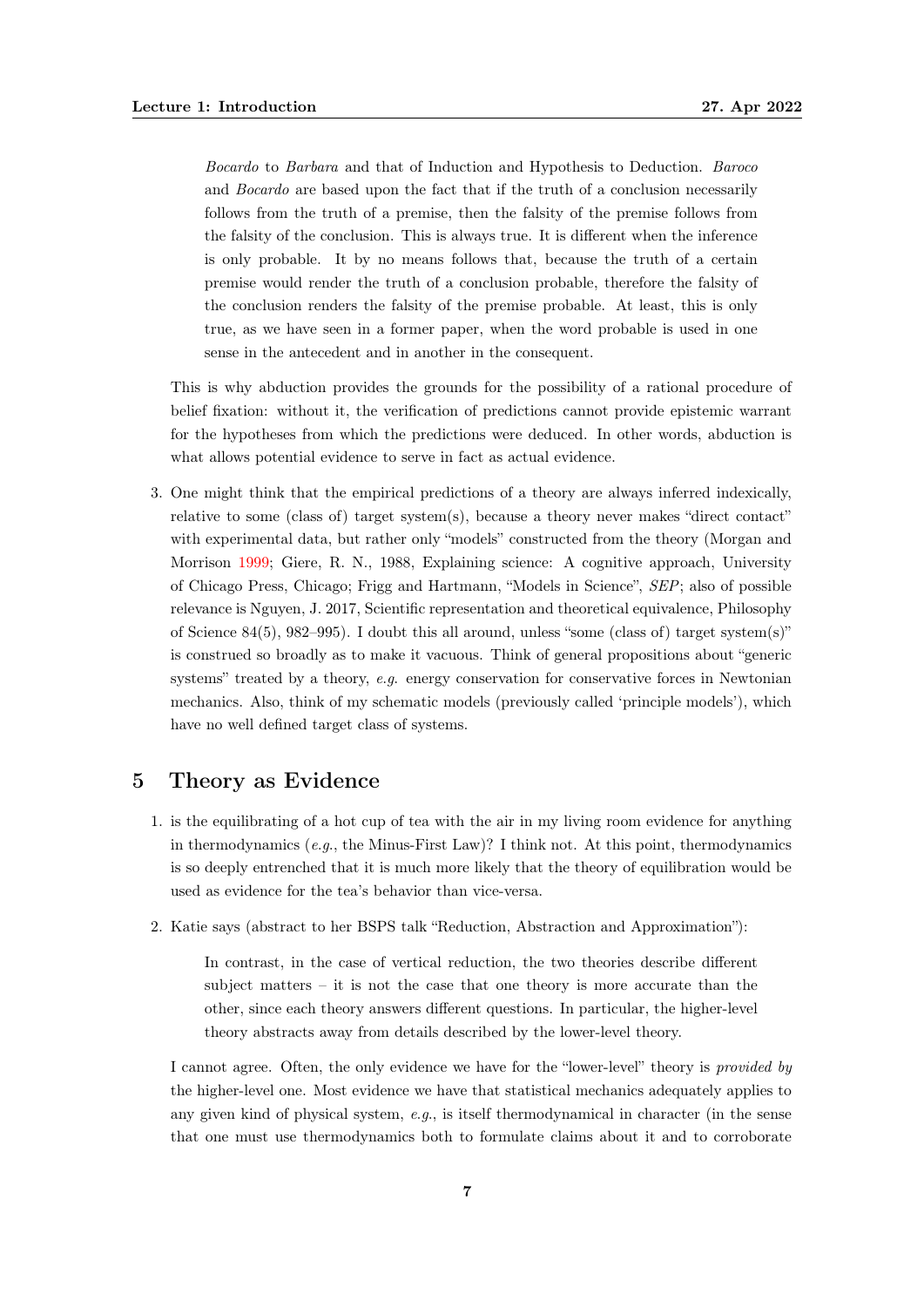> *Bocardo* to *Barbara* and that of Induction and Hypothesis to Deduction. *Baroco* and *Bocardo* are based upon the fact that if the truth of a conclusion necessarily follows from the truth of a premise, then the falsity of the premise follows from the falsity of the conclusion. This is always true. It is different when the inference is only probable. It by no means follows that, because the truth of a certain premise would render the truth of a conclusion probable, therefore the falsity of the conclusion renders the falsity of the premise probable. At least, this is only true, as we have seen in a former paper, when the word probable is used in one sense in the antecedent and in another in the consequent.

This is why abduction provides the grounds for the possibility of a rational procedure of belief fixation: without it, the verification of predictions cannot provide epistemic warrant for the hypotheses from which the predictions were deduced. In other words, abduction is what allows potential evidence to serve in fact as actual evidence.

3. One might think that the empirical predictions of a theory are always inferred indexically, relative to some (class of) target system(s), because a theory never makes "direct contact" with experimental data, but rather only "models" constructed from the theory (Morgan and Morrison 1999; Giere, R. N., 1988, Explaining science: A cognitive approach, University of Chicago Press, Chicago; Frigg and Hartmann, "Models in Science", *SEP*; also of possible relevance is Nguyen, J. 2017, Scientific representation and theoretical equivalence, Philosophy of Science 84(5), 982–995). I doubt this all around, unless "some (class of) target system(s)" is construed so broadly as to make it vacuous. Think of general propositions about "generic systems" treated by a theory, *e.g.* energy conservation for conservative forces in Newtonian mechanics. Also, think of my schematic models (previously called 'principle models'), which have no well defined target class of systems.

## 5 Theory as Evidence

1. is the equilibrating of a hot cup of tea with the air in my living room evidence for anything in thermodynamics (*e.g.*, the Minus-First Law)? I think not. At this point, thermodynamics is so deeply entrenched that it is much more likely that the theory of equilibration would be used as evidence for the tea's behavior than vice-versa.

2. Katie says (abstract to her BSPS talk "Reduction, Abstraction and Approximation"):

   > In contrast, in the case of vertical reduction, the two theories describe different subject matters – it is not the case that one theory is more accurate than the other, since each theory answers different questions. In particular, the higher-level theory abstracts away from details described by the lower-level theory.

   I cannot agree. Often, the only evidence we have for the "lower-level" theory is *provided by* the higher-level one. Most evidence we have that statistical mechanics adequately applies to any given kind of physical system, *e.g.*, is itself thermodynamical in character (in the sense that one must use thermodynamics both to formulate claims about it and to corroborate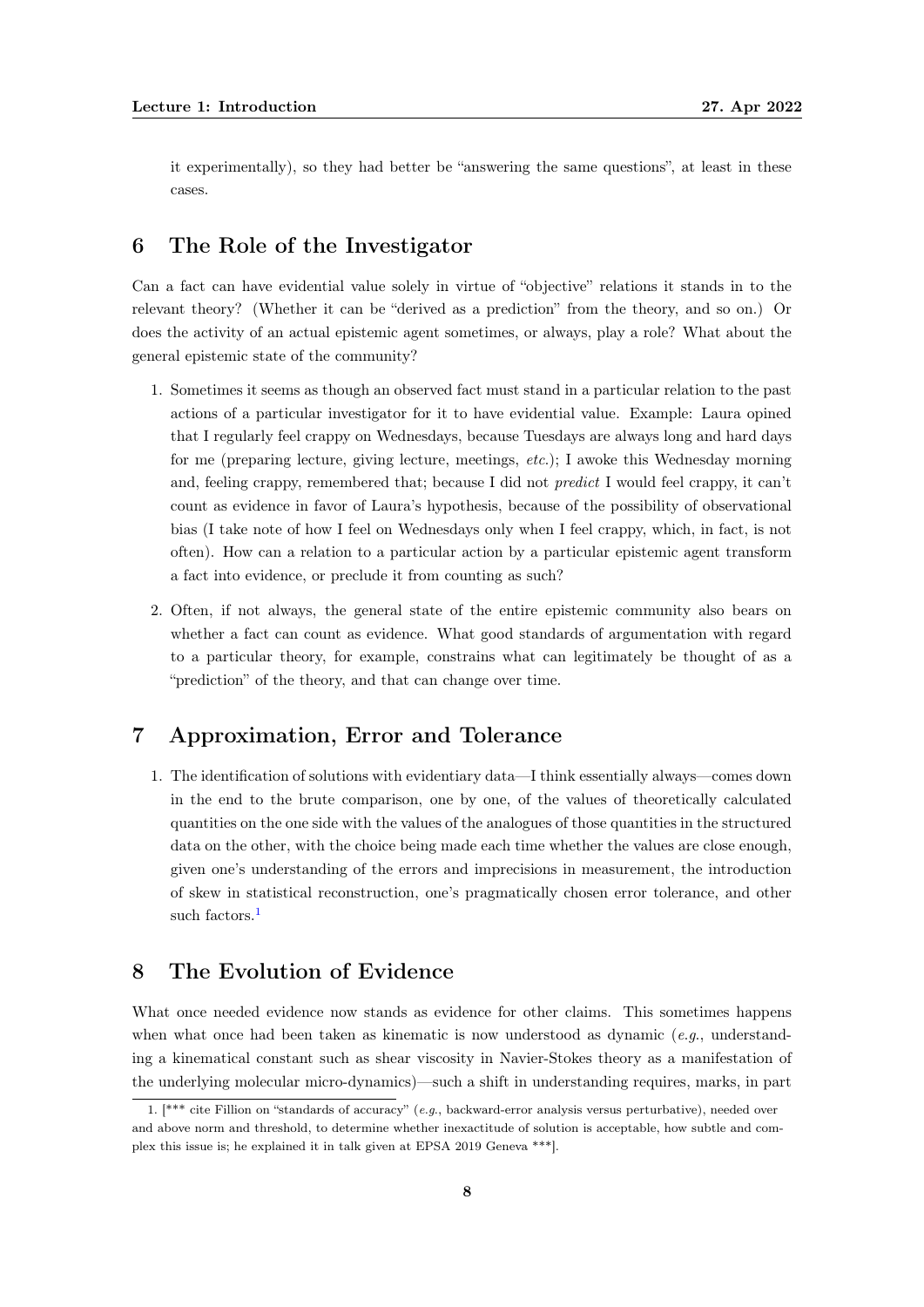it experimentally), so they had better be "answering the same questions", at least in these cases.

## 6 The Role of the Investigator

Can a fact can have evidential value solely in virtue of "objective" relations it stands in to the relevant theory? (Whether it can be "derived as a prediction" from the theory, and so on.) Or does the activity of an actual epistemic agent sometimes, or always, play a role? What about the general epistemic state of the community?

1. Sometimes it seems as though an observed fact must stand in a particular relation to the past actions of a particular investigator for it to have evidential value. Example: Laura opined that I regularly feel crappy on Wednesdays, because Tuesdays are always long and hard days for me (preparing lecture, giving lecture, meetings, *etc.*); I awoke this Wednesday morning and, feeling crappy, remembered that; because I did not *predict* I would feel crappy, it can't count as evidence in favor of Laura's hypothesis, because of the possibility of observational bias (I take note of how I feel on Wednesdays only when I feel crappy, which, in fact, is not often). How can a relation to a particular action by a particular epistemic agent transform a fact into evidence, or preclude it from counting as such?

2. Often, if not always, the general state of the entire epistemic community also bears on whether a fact can count as evidence. What good standards of argumentation with regard to a particular theory, for example, constrains what can legitimately be thought of as a "prediction" of the theory, and that can change over time.

## 7 Approximation, Error and Tolerance

1. The identification of solutions with evidentiary data—I think essentially always—comes down in the end to the brute comparison, one by one, of the values of theoretically calculated quantities on the one side with the values of the analogues of those quantities in the structured data on the other, with the choice being made each time whether the values are close enough, given one's understanding of the errors and imprecisions in measurement, the introduction of skew in statistical reconstruction, one's pragmatically chosen error tolerance, and other such factors.[1]

## 8 The Evolution of Evidence

What once needed evidence now stands as evidence for other claims. This sometimes happens when what once had been taken as kinematic is now understood as dynamic (*e.g.*, understanding a kinematical constant such as shear viscosity in Navier-Stokes theory as a manifestation of the underlying molecular micro-dynamics)—such a shift in understanding requires, marks, in part

1. [*** cite Fillion on "standards of accuracy" (*e.g.*, backward-error analysis versus perturbative), needed over and above norm and threshold, to determine whether inexactitude of solution is acceptable, how subtle and complex this issue is; he explained it in talk given at EPSA 2019 Geneva ***].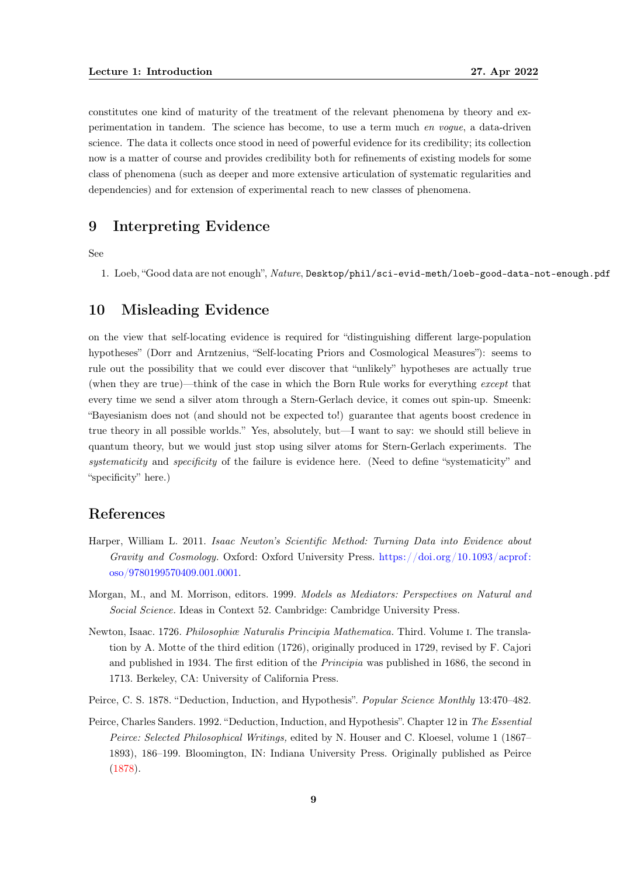constitutes one kind of maturity of the treatment of the relevant phenomena by theory and experimentation in tandem. The science has become, to use a term much *en vogue*, a data-driven science. The data it collects once stood in need of powerful evidence for its credibility; its collection now is a matter of course and provides credibility both for refinements of existing models for some class of phenomena (such as deeper and more extensive articulation of systematic regularities and dependencies) and for extension of experimental reach to new classes of phenomena.

## 9 Interpreting Evidence

See

1. Loeb, "Good data are not enough", *Nature*, `Desktop/phil/sci-evid-meth/loeb-good-data-not-enough.pdf`

## 10 Misleading Evidence

on the view that self-locating evidence is required for "distinguishing different large-population hypotheses" (Dorr and Arntzenius, "Self-locating Priors and Cosmological Measures"): seems to rule out the possibility that we could ever discover that "unlikely" hypotheses are actually true (when they are true)—think of the case in which the Born Rule works for everything *except* that every time we send a silver atom through a Stern-Gerlach device, it comes out spin-up. Smeenk: "Bayesianism does not (and should not be expected to!) guarantee that agents boost credence in true theory in all possible worlds." Yes, absolutely, but—I want to say: we should still believe in quantum theory, but we would just stop using silver atoms for Stern-Gerlach experiments. The *systematicity* and *specificity* of the failure is evidence here. (Need to define "systematicity" and "specificity" here.)

## References

Harper, William L. 2011. *Isaac Newton's Scientific Method: Turning Data into Evidence about Gravity and Cosmology.* Oxford: Oxford University Press. https://doi.org/10.1093/acprof:oso/9780199570409.001.0001.

Morgan, M., and M. Morrison, editors. 1999. *Models as Mediators: Perspectives on Natural and Social Science.* Ideas in Context 52. Cambridge: Cambridge University Press.

Newton, Isaac. 1726. *Philosophiæ Naturalis Principia Mathematica.* Third. Volume I. The translation by A. Motte of the third edition (1726), originally produced in 1729, revised by F. Cajori and published in 1934. The first edition of the *Principia* was published in 1686, the second in 1713. Berkeley, CA: University of California Press.

Peirce, C. S. 1878. "Deduction, Induction, and Hypothesis". *Popular Science Monthly* 13:470–482.

Peirce, Charles Sanders. 1992. "Deduction, Induction, and Hypothesis". Chapter 12 in *The Essential Peirce: Selected Philosophical Writings,* edited by N. Houser and C. Kloesel, volume 1 (1867–1893), 186–199. Bloomington, IN: Indiana University Press. Originally published as Peirce (1878).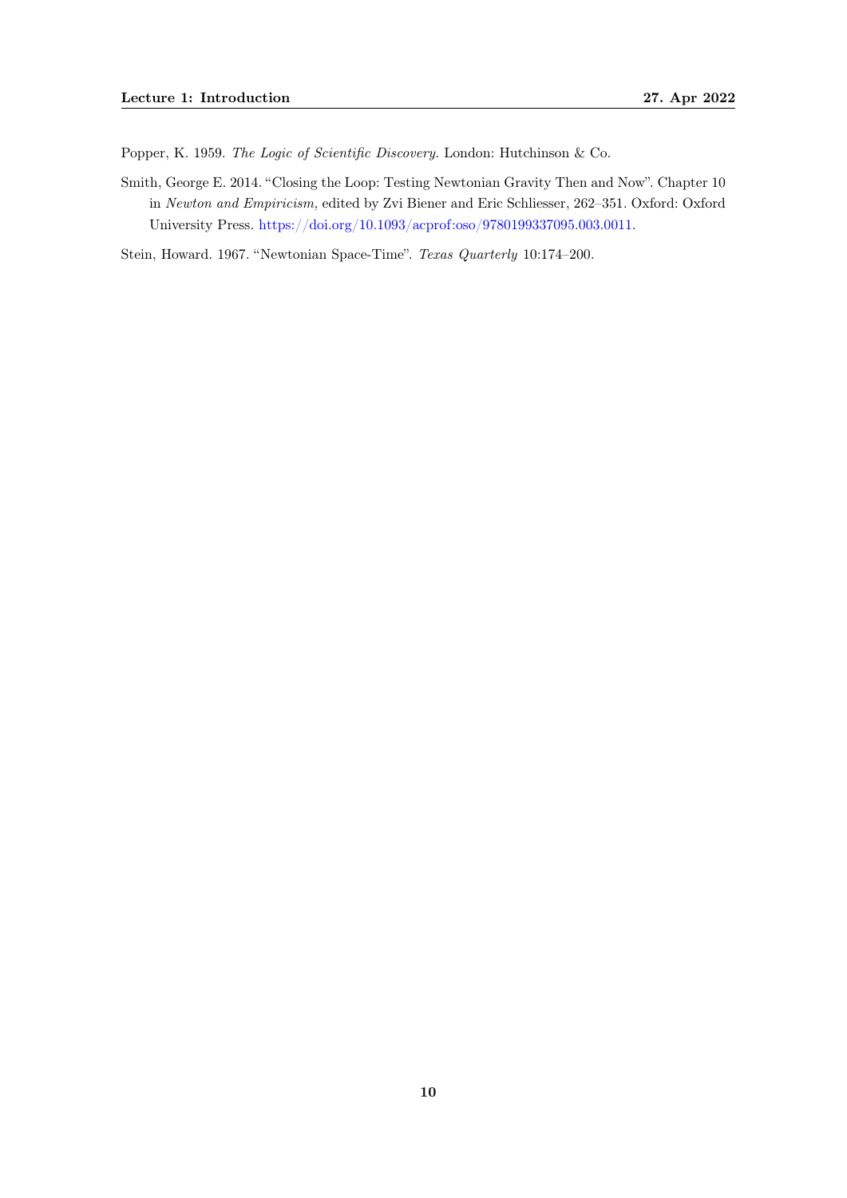Popper, K. 1959. *The Logic of Scientific Discovery*. London: Hutchinson & Co.

Smith, George E. 2014. "Closing the Loop: Testing Newtonian Gravity Then and Now". Chapter 10 in *Newton and Empiricism,* edited by Zvi Biener and Eric Schliesser, 262–351. Oxford: Oxford University Press. https://doi.org/10.1093/acprof:oso/9780199337095.003.0011.

Stein, Howard. 1967. "Newtonian Space-Time". *Texas Quarterly* 10:174–200.